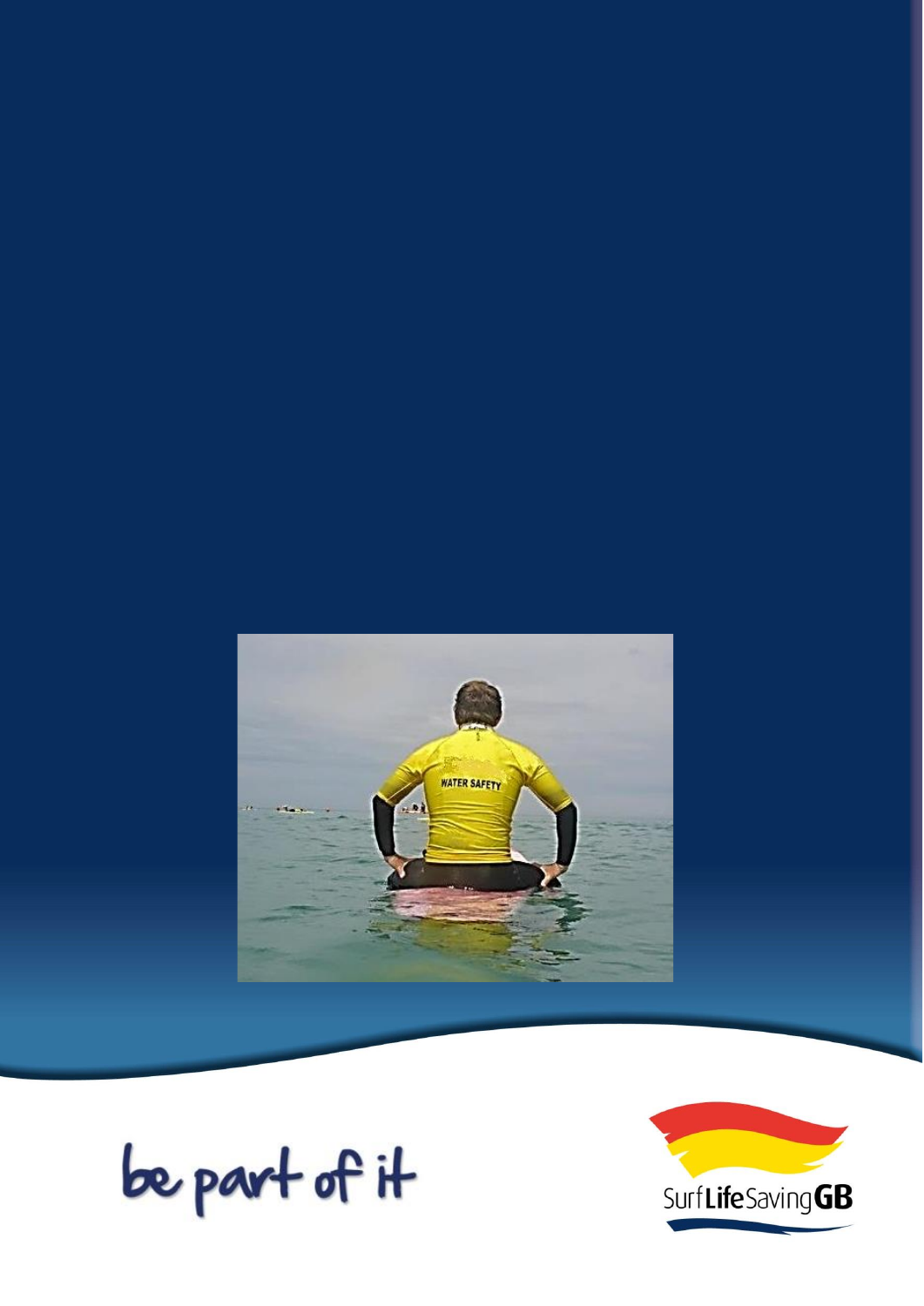be part of it

Surf Life Saving GB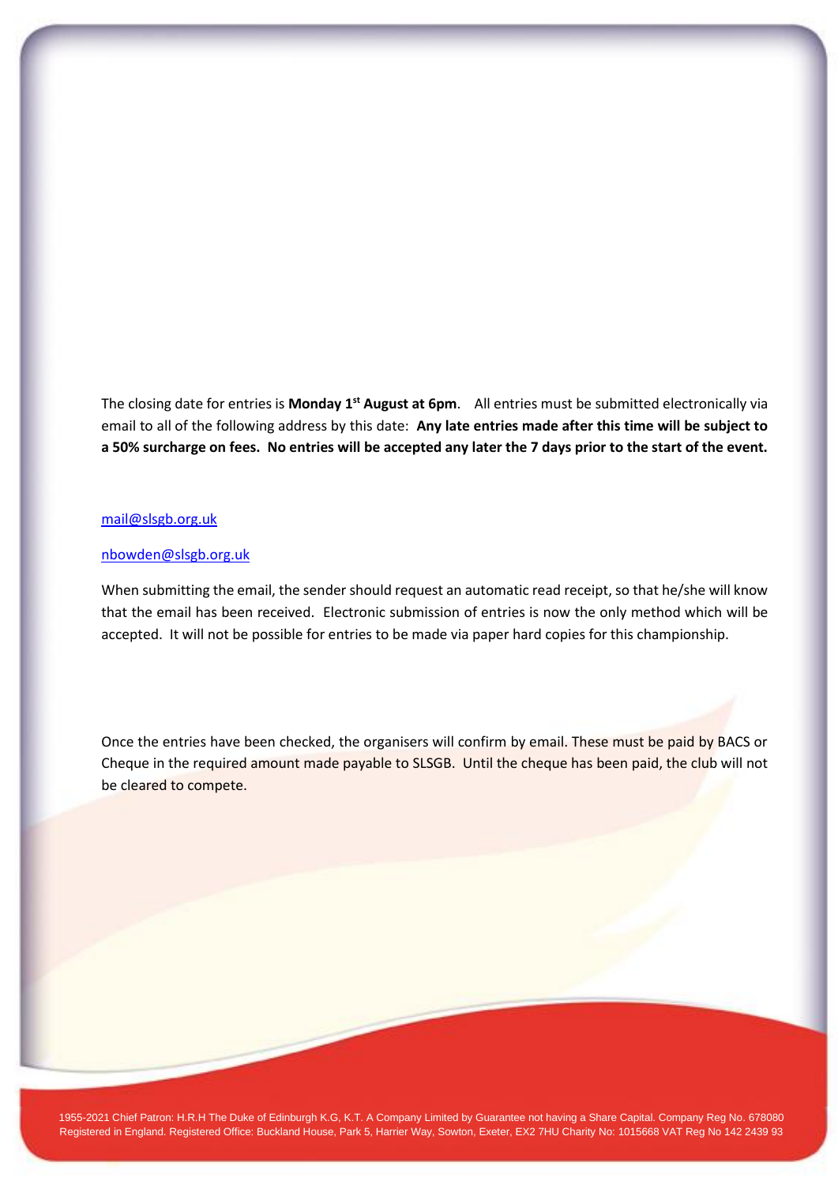The closing date for entries is **Monday 1st August at 6pm**. All entries must be submitted electronically via email to all of the following address by this date: **Any late entries made after this time will be subject to a 50% surcharge on fees. No entries will be accepted any later the 7 days prior to the start of the event.**

mail@slsgb.org.uk

nbowden@slsgb.org.uk

When submitting the email, the sender should request an automatic read receipt, so that he/she will know that the email has been received. Electronic submission of entries is now the only method which will be accepted. It will not be possible for entries to be made via paper hard copies for this championship.

Once the entries have been checked, the organisers will confirm by email. These must be paid by BACS or Cheque in the required amount made payable to SLSGB. Until the cheque has been paid, the club will not be cleared to compete.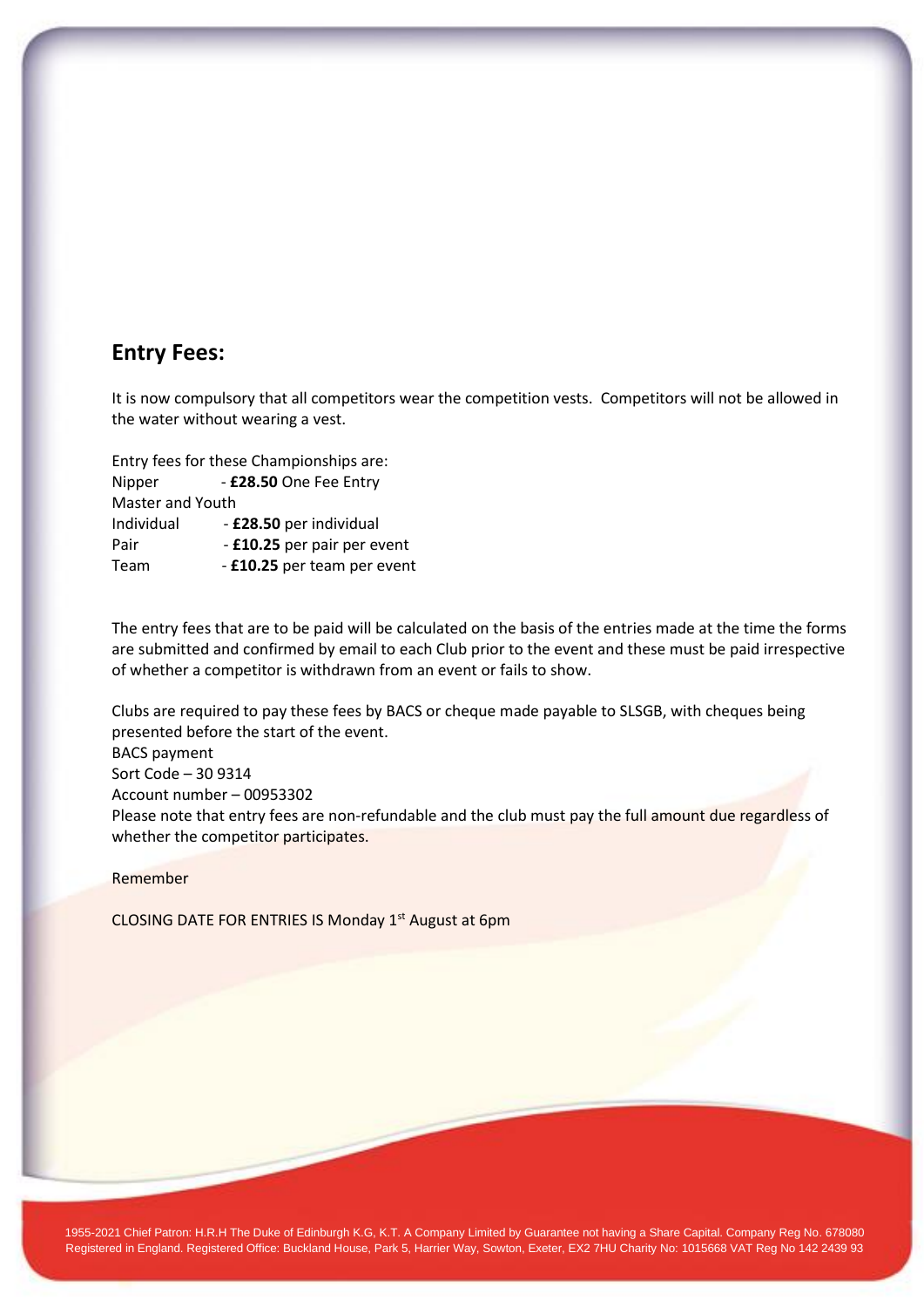## Entry Fees:

It is now compulsory that all competitors wear the competition vests. Competitors will not be allowed in the water without wearing a vest.

Entry fees for these Championships are:

Nipper - **£28.50** One Fee Entry

Master and Youth

Individual - **£28.50** per individual

Pair - **£10.25** per pair per event

Team - **£10.25** per team per event

The entry fees that are to be paid will be calculated on the basis of the entries made at the time the forms are submitted and confirmed by email to each Club prior to the event and these must be paid irrespective of whether a competitor is withdrawn from an event or fails to show.

Clubs are required to pay these fees by BACS or cheque made payable to SLSGB, with cheques being presented before the start of the event.

BACS payment

Sort Code – 30 9314

Account number – 00953302

Please note that entry fees are non-refundable and the club must pay the full amount due regardless of whether the competitor participates.

Remember

CLOSING DATE FOR ENTRIES IS Monday 1st August at 6pm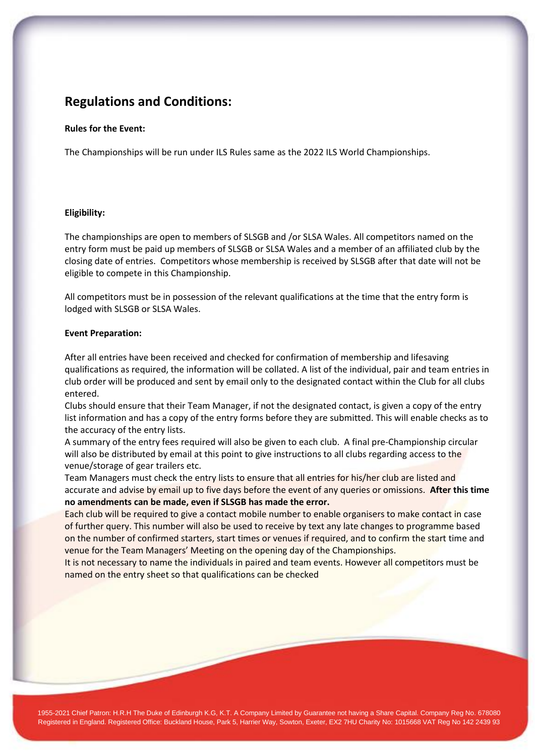## Regulations and Conditions:

**Rules for the Event:**

The Championships will be run under ILS Rules same as the 2022 ILS World Championships.

**Eligibility:**

The championships are open to members of SLSGB and /or SLSA Wales. All competitors named on the entry form must be paid up members of SLSGB or SLSA Wales and a member of an affiliated club by the closing date of entries. Competitors whose membership is received by SLSGB after that date will not be eligible to compete in this Championship.

All competitors must be in possession of the relevant qualifications at the time that the entry form is lodged with SLSGB or SLSA Wales.

**Event Preparation:**

After all entries have been received and checked for confirmation of membership and lifesaving qualifications as required, the information will be collated. A list of the individual, pair and team entries in club order will be produced and sent by email only to the designated contact within the Club for all clubs entered.

Clubs should ensure that their Team Manager, if not the designated contact, is given a copy of the entry list information and has a copy of the entry forms before they are submitted. This will enable checks as to the accuracy of the entry lists.

A summary of the entry fees required will also be given to each club. A final pre-Championship circular will also be distributed by email at this point to give instructions to all clubs regarding access to the venue/storage of gear trailers etc.

Team Managers must check the entry lists to ensure that all entries for his/her club are listed and accurate and advise by email up to five days before the event of any queries or omissions. **After this time no amendments can be made, even if SLSGB has made the error.**

Each club will be required to give a contact mobile number to enable organisers to make contact in case of further query. This number will also be used to receive by text any late changes to programme based on the number of confirmed starters, start times or venues if required, and to confirm the start time and venue for the Team Managers' Meeting on the opening day of the Championships.

It is not necessary to name the individuals in paired and team events. However all competitors must be named on the entry sheet so that qualifications can be checked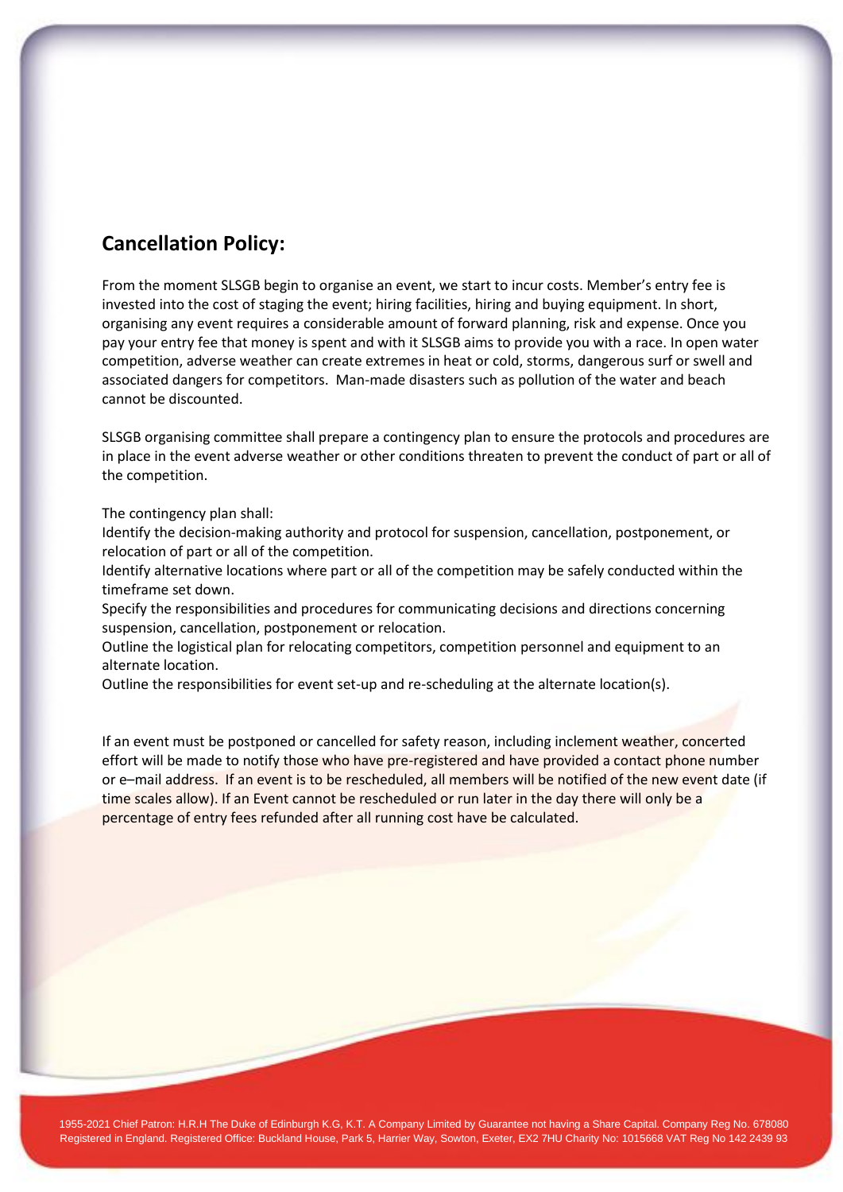## Cancellation Policy:

From the moment SLSGB begin to organise an event, we start to incur costs. Member's entry fee is invested into the cost of staging the event; hiring facilities, hiring and buying equipment. In short, organising any event requires a considerable amount of forward planning, risk and expense. Once you pay your entry fee that money is spent and with it SLSGB aims to provide you with a race. In open water competition, adverse weather can create extremes in heat or cold, storms, dangerous surf or swell and associated dangers for competitors. Man-made disasters such as pollution of the water and beach cannot be discounted.

SLSGB organising committee shall prepare a contingency plan to ensure the protocols and procedures are in place in the event adverse weather or other conditions threaten to prevent the conduct of part or all of the competition.

The contingency plan shall:
Identify the decision-making authority and protocol for suspension, cancellation, postponement, or relocation of part or all of the competition.
Identify alternative locations where part or all of the competition may be safely conducted within the timeframe set down.
Specify the responsibilities and procedures for communicating decisions and directions concerning suspension, cancellation, postponement or relocation.
Outline the logistical plan for relocating competitors, competition personnel and equipment to an alternate location.
Outline the responsibilities for event set-up and re-scheduling at the alternate location(s).

If an event must be postponed or cancelled for safety reason, including inclement weather, concerted effort will be made to notify those who have pre-registered and have provided a contact phone number or e–mail address. If an event is to be rescheduled, all members will be notified of the new event date (if time scales allow). If an Event cannot be rescheduled or run later in the day there will only be a percentage of entry fees refunded after all running cost have be calculated.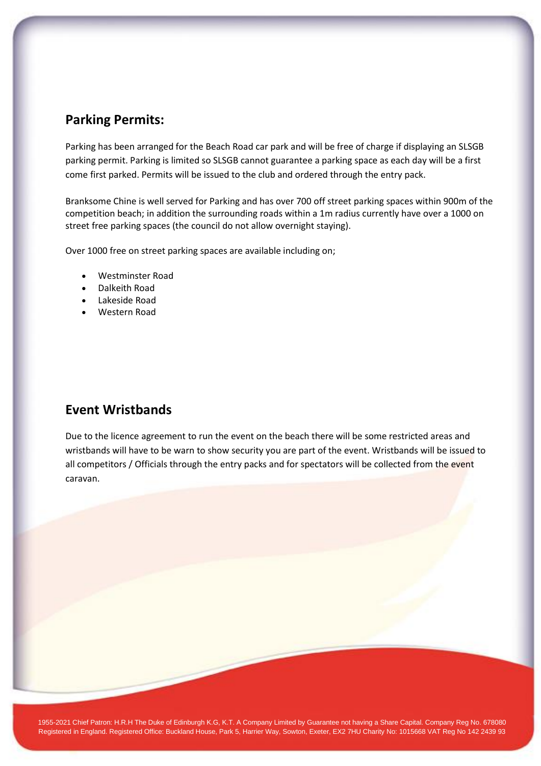## Parking Permits:

Parking has been arranged for the Beach Road car park and will be free of charge if displaying an SLSGB parking permit. Parking is limited so SLSGB cannot guarantee a parking space as each day will be a first come first parked. Permits will be issued to the club and ordered through the entry pack.

Branksome Chine is well served for Parking and has over 700 off street parking spaces within 900m of the competition beach; in addition the surrounding roads within a 1m radius currently have over a 1000 on street free parking spaces (the council do not allow overnight staying).

Over 1000 free on street parking spaces are available including on;

- Westminster Road
- Dalkeith Road
- Lakeside Road
- Western Road

## Event Wristbands

Due to the licence agreement to run the event on the beach there will be some restricted areas and wristbands will have to be warn to show security you are part of the event. Wristbands will be issued to all competitors / Officials through the entry packs and for spectators will be collected from the event caravan.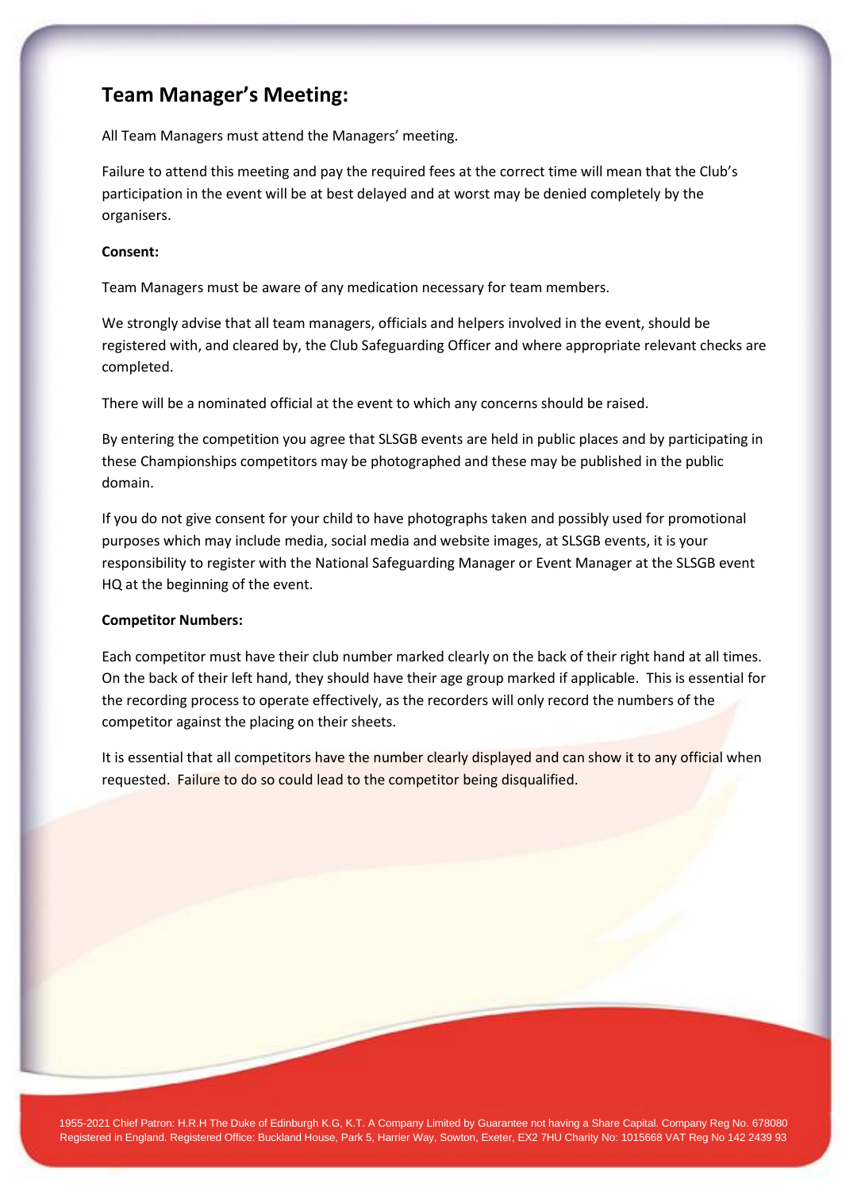## Team Manager's Meeting:

All Team Managers must attend the Managers' meeting.

Failure to attend this meeting and pay the required fees at the correct time will mean that the Club's participation in the event will be at best delayed and at worst may be denied completely by the organisers.

**Consent:**

Team Managers must be aware of any medication necessary for team members.

We strongly advise that all team managers, officials and helpers involved in the event, should be registered with, and cleared by, the Club Safeguarding Officer and where appropriate relevant checks are completed.

There will be a nominated official at the event to which any concerns should be raised.

By entering the competition you agree that SLSGB events are held in public places and by participating in these Championships competitors may be photographed and these may be published in the public domain.

If you do not give consent for your child to have photographs taken and possibly used for promotional purposes which may include media, social media and website images, at SLSGB events, it is your responsibility to register with the National Safeguarding Manager or Event Manager at the SLSGB event HQ at the beginning of the event.

**Competitor Numbers:**

Each competitor must have their club number marked clearly on the back of their right hand at all times. On the back of their left hand, they should have their age group marked if applicable. This is essential for the recording process to operate effectively, as the recorders will only record the numbers of the competitor against the placing on their sheets.

It is essential that all competitors have the number clearly displayed and can show it to any official when requested. Failure to do so could lead to the competitor being disqualified.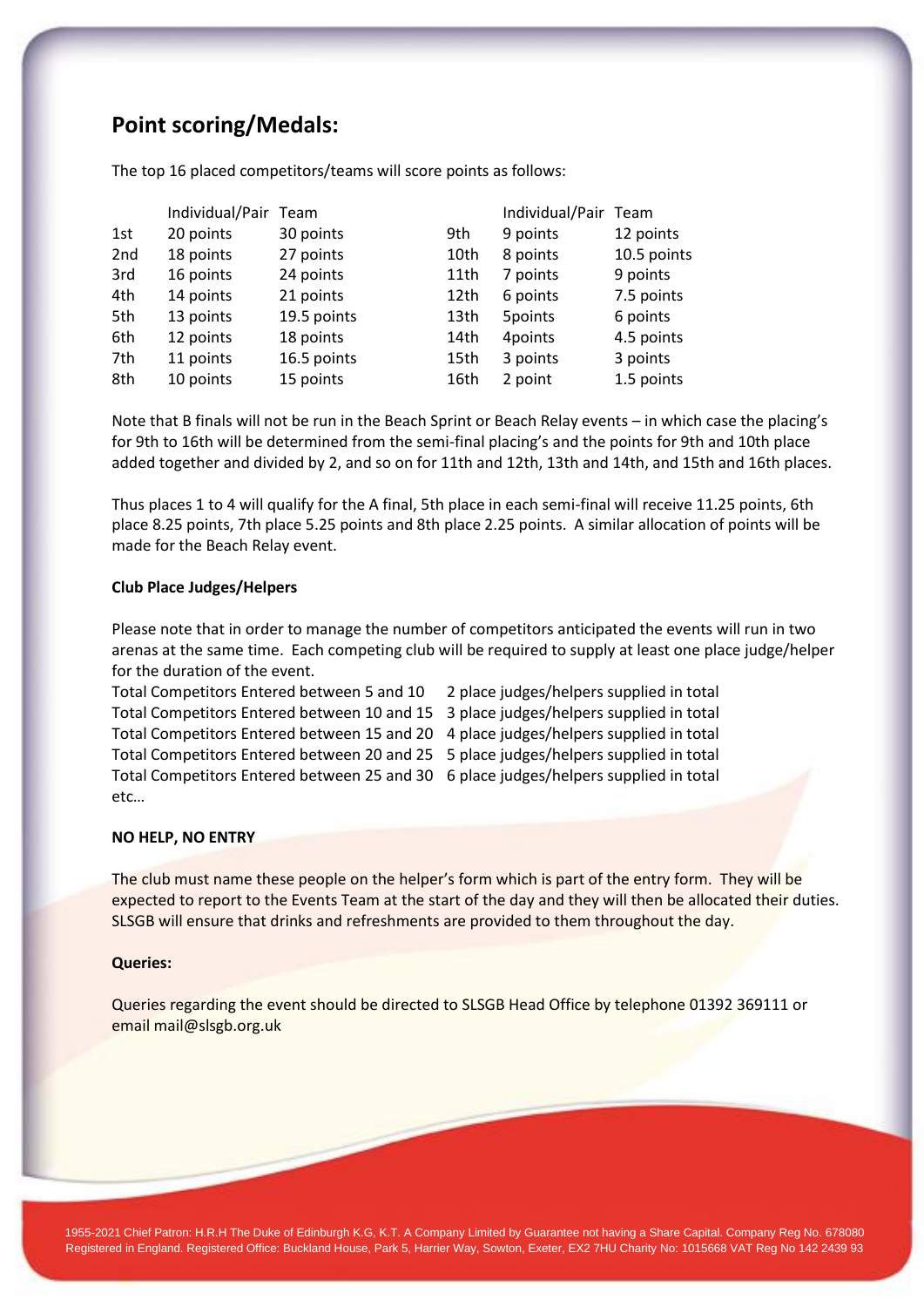## Point scoring/Medals:

The top 16 placed competitors/teams will score points as follows:

| | Individual/Pair | Team | | Individual/Pair | Team |
|---|---|---|---|---|---|
| 1st | 20 points | 30 points | 9th | 9 points | 12 points |
| 2nd | 18 points | 27 points | 10th | 8 points | 10.5 points |
| 3rd | 16 points | 24 points | 11th | 7 points | 9 points |
| 4th | 14 points | 21 points | 12th | 6 points | 7.5 points |
| 5th | 13 points | 19.5 points | 13th | 5points | 6 points |
| 6th | 12 points | 18 points | 14th | 4points | 4.5 points |
| 7th | 11 points | 16.5 points | 15th | 3 points | 3 points |
| 8th | 10 points | 15 points | 16th | 2 point | 1.5 points |

Note that B finals will not be run in the Beach Sprint or Beach Relay events – in which case the placing's for 9th to 16th will be determined from the semi-final placing's and the points for 9th and 10th place added together and divided by 2, and so on for 11th and 12th, 13th and 14th, and 15th and 16th places.

Thus places 1 to 4 will qualify for the A final, 5th place in each semi-final will receive 11.25 points, 6th place 8.25 points, 7th place 5.25 points and 8th place 2.25 points. A similar allocation of points will be made for the Beach Relay event.

**Club Place Judges/Helpers**

Please note that in order to manage the number of competitors anticipated the events will run in two arenas at the same time. Each competing club will be required to supply at least one place judge/helper for the duration of the event.

Total Competitors Entered between 5 and 10 2 place judges/helpers supplied in total
Total Competitors Entered between 10 and 15 3 place judges/helpers supplied in total
Total Competitors Entered between 15 and 20 4 place judges/helpers supplied in total
Total Competitors Entered between 20 and 25 5 place judges/helpers supplied in total
Total Competitors Entered between 25 and 30 6 place judges/helpers supplied in total
etc…

**NO HELP, NO ENTRY**

The club must name these people on the helper's form which is part of the entry form. They will be expected to report to the Events Team at the start of the day and they will then be allocated their duties. SLSGB will ensure that drinks and refreshments are provided to them throughout the day.

**Queries:**

Queries regarding the event should be directed to SLSGB Head Office by telephone 01392 369111 or email mail@slsgb.org.uk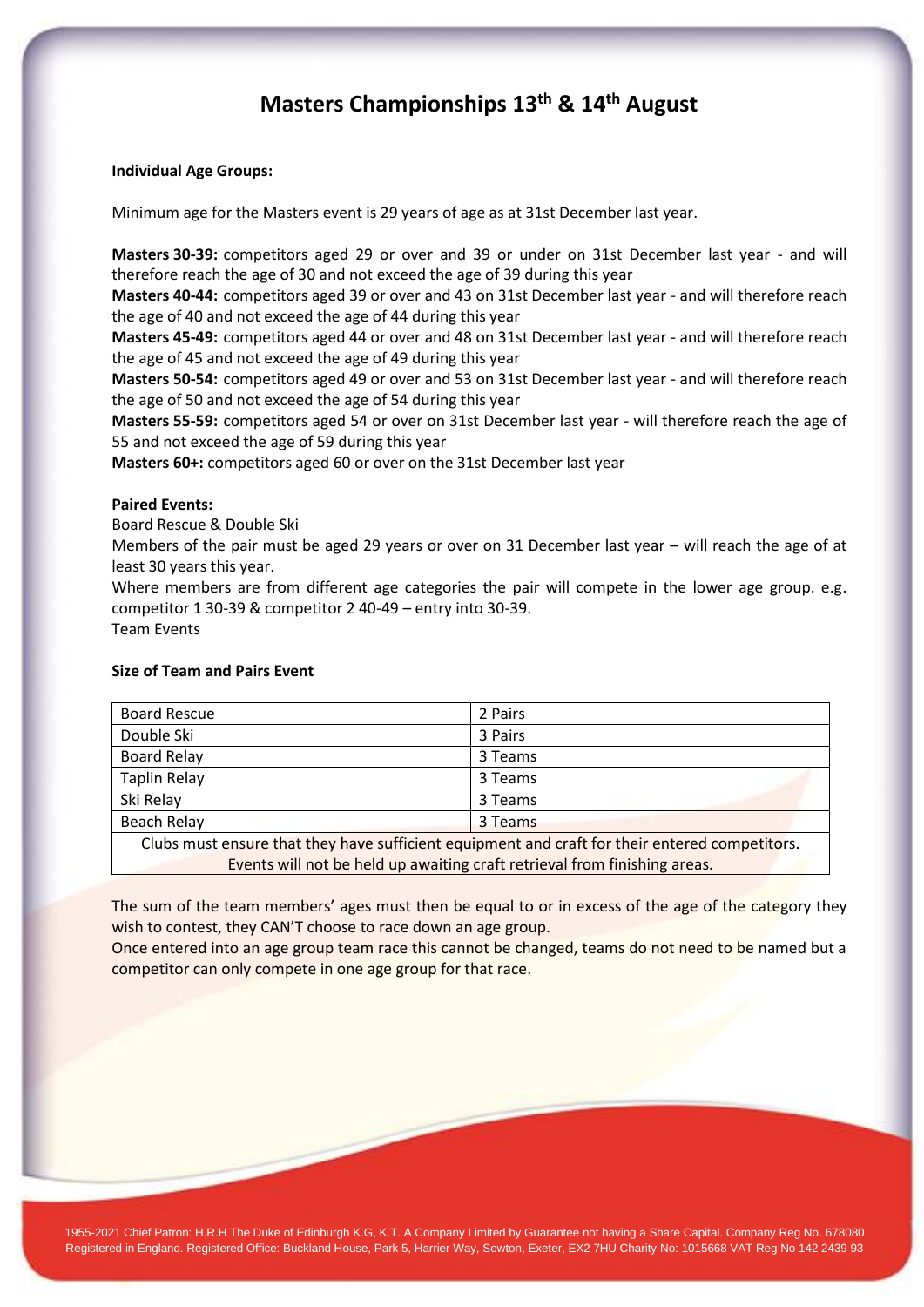# Masters Championships 13th & 14th August

**Individual Age Groups:**

Minimum age for the Masters event is 29 years of age as at 31st December last year.

**Masters 30-39:** competitors aged 29 or over and 39 or under on 31st December last year - and will therefore reach the age of 30 and not exceed the age of 39 during this year
**Masters 40-44:** competitors aged 39 or over and 43 on 31st December last year - and will therefore reach the age of 40 and not exceed the age of 44 during this year
**Masters 45-49:** competitors aged 44 or over and 48 on 31st December last year - and will therefore reach the age of 45 and not exceed the age of 49 during this year
**Masters 50-54:** competitors aged 49 or over and 53 on 31st December last year - and will therefore reach the age of 50 and not exceed the age of 54 during this year
**Masters 55-59:** competitors aged 54 or over on 31st December last year - will therefore reach the age of 55 and not exceed the age of 59 during this year
**Masters 60+:** competitors aged 60 or over on the 31st December last year

**Paired Events:**
Board Rescue & Double Ski
Members of the pair must be aged 29 years or over on 31 December last year – will reach the age of at least 30 years this year.
Where members are from different age categories the pair will compete in the lower age group. e.g. competitor 1 30-39 & competitor 2 40-49 – entry into 30-39.
Team Events

**Size of Team and Pairs Event**

| Board Rescue | 2 Pairs |
|---|---|
| Double Ski | 3 Pairs |
| Board Relay | 3 Teams |
| Taplin Relay | 3 Teams |
| Ski Relay | 3 Teams |
| Beach Relay | 3 Teams |
| Clubs must ensure that they have sufficient equipment and craft for their entered competitors. Events will not be held up awaiting craft retrieval from finishing areas. | |

The sum of the team members' ages must then be equal to or in excess of the age of the category they wish to contest, they CAN'T choose to race down an age group.
Once entered into an age group team race this cannot be changed, teams do not need to be named but a competitor can only compete in one age group for that race.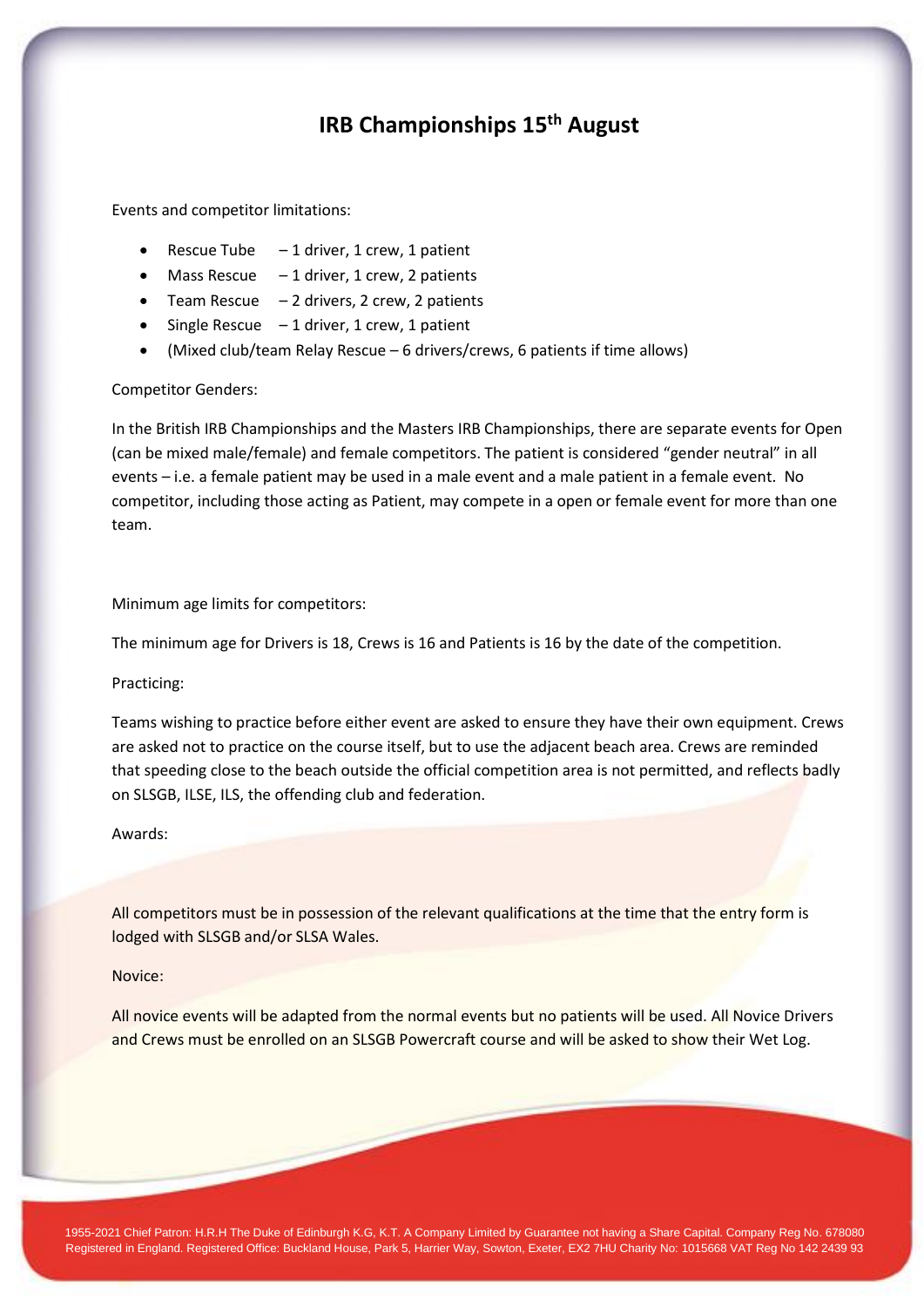# IRB Championships 15th August

Events and competitor limitations:

- Rescue Tube – 1 driver, 1 crew, 1 patient
- Mass Rescue – 1 driver, 1 crew, 2 patients
- Team Rescue – 2 drivers, 2 crew, 2 patients
- Single Rescue – 1 driver, 1 crew, 1 patient
- (Mixed club/team Relay Rescue – 6 drivers/crews, 6 patients if time allows)

Competitor Genders:

In the British IRB Championships and the Masters IRB Championships, there are separate events for Open (can be mixed male/female) and female competitors. The patient is considered "gender neutral" in all events – i.e. a female patient may be used in a male event and a male patient in a female event. No competitor, including those acting as Patient, may compete in a open or female event for more than one team.

Minimum age limits for competitors:

The minimum age for Drivers is 18, Crews is 16 and Patients is 16 by the date of the competition.

Practicing:

Teams wishing to practice before either event are asked to ensure they have their own equipment. Crews are asked not to practice on the course itself, but to use the adjacent beach area. Crews are reminded that speeding close to the beach outside the official competition area is not permitted, and reflects badly on SLSGB, ILSE, ILS, the offending club and federation.

Awards:

All competitors must be in possession of the relevant qualifications at the time that the entry form is lodged with SLSGB and/or SLSA Wales.

Novice:

All novice events will be adapted from the normal events but no patients will be used. All Novice Drivers and Crews must be enrolled on an SLSGB Powercraft course and will be asked to show their Wet Log.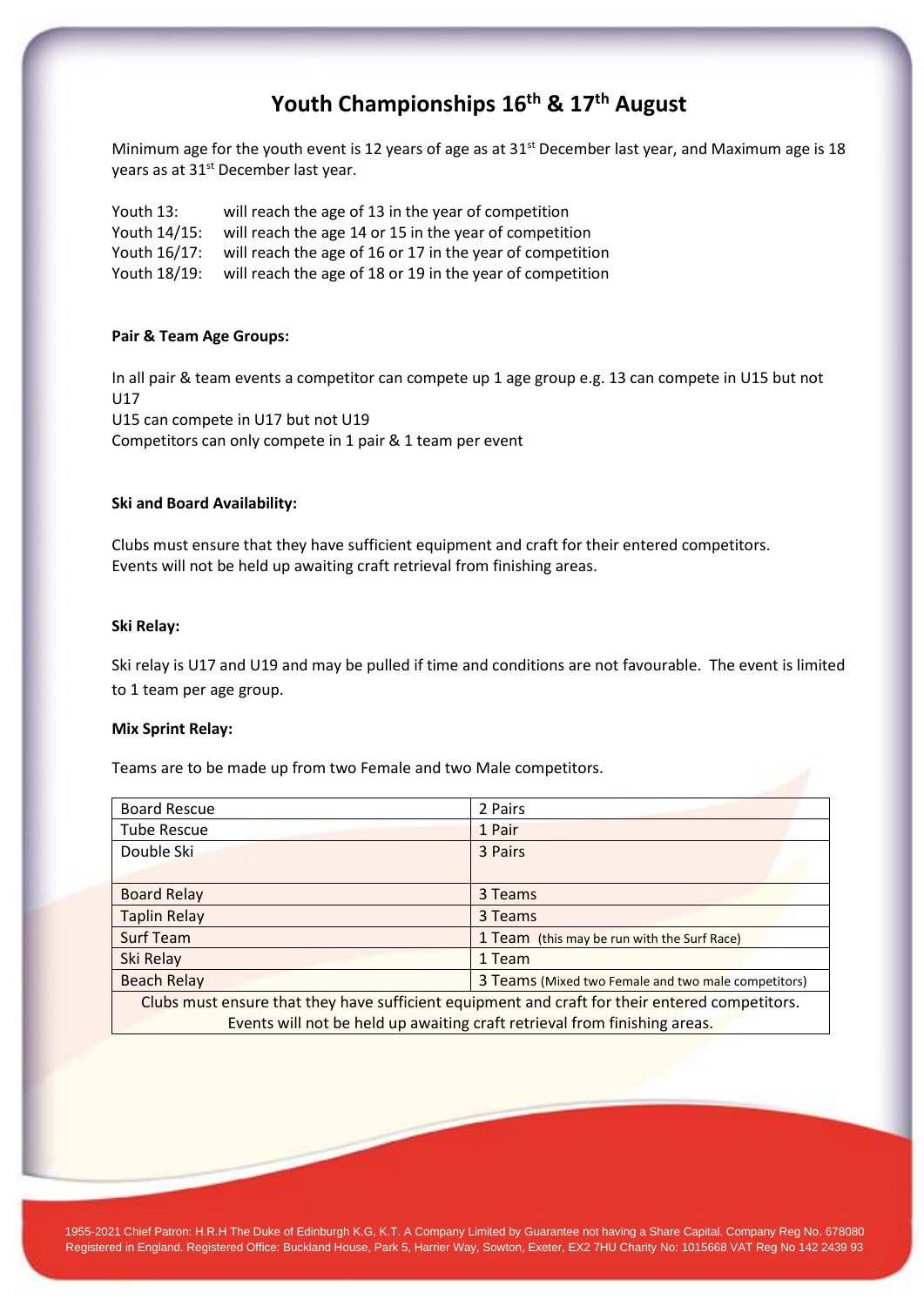# Youth Championships 16th & 17th August

Minimum age for the youth event is 12 years of age as at 31st December last year, and Maximum age is 18 years as at 31st December last year.

Youth 13: will reach the age of 13 in the year of competition
Youth 14/15: will reach the age 14 or 15 in the year of competition
Youth 16/17: will reach the age of 16 or 17 in the year of competition
Youth 18/19: will reach the age of 18 or 19 in the year of competition

**Pair & Team Age Groups:**

In all pair & team events a competitor can compete up 1 age group e.g. 13 can compete in U15 but not U17
U15 can compete in U17 but not U19
Competitors can only compete in 1 pair & 1 team per event

**Ski and Board Availability:**

Clubs must ensure that they have sufficient equipment and craft for their entered competitors.
Events will not be held up awaiting craft retrieval from finishing areas.

**Ski Relay:**

Ski relay is U17 and U19 and may be pulled if time and conditions are not favourable. The event is limited to 1 team per age group.

**Mix Sprint Relay:**

Teams are to be made up from two Female and two Male competitors.

| | |
|---|---|
| Board Rescue | 2 Pairs |
| Tube Rescue | 1 Pair |
| Double Ski | 3 Pairs |
| Board Relay | 3 Teams |
| Taplin Relay | 3 Teams |
| Surf Team | 1 Team (this may be run with the Surf Race) |
| Ski Relay | 1 Team |
| Beach Relay | 3 Teams (Mixed two Female and two male competitors) |
| Clubs must ensure that they have sufficient equipment and craft for their entered competitors. Events will not be held up awaiting craft retrieval from finishing areas. | |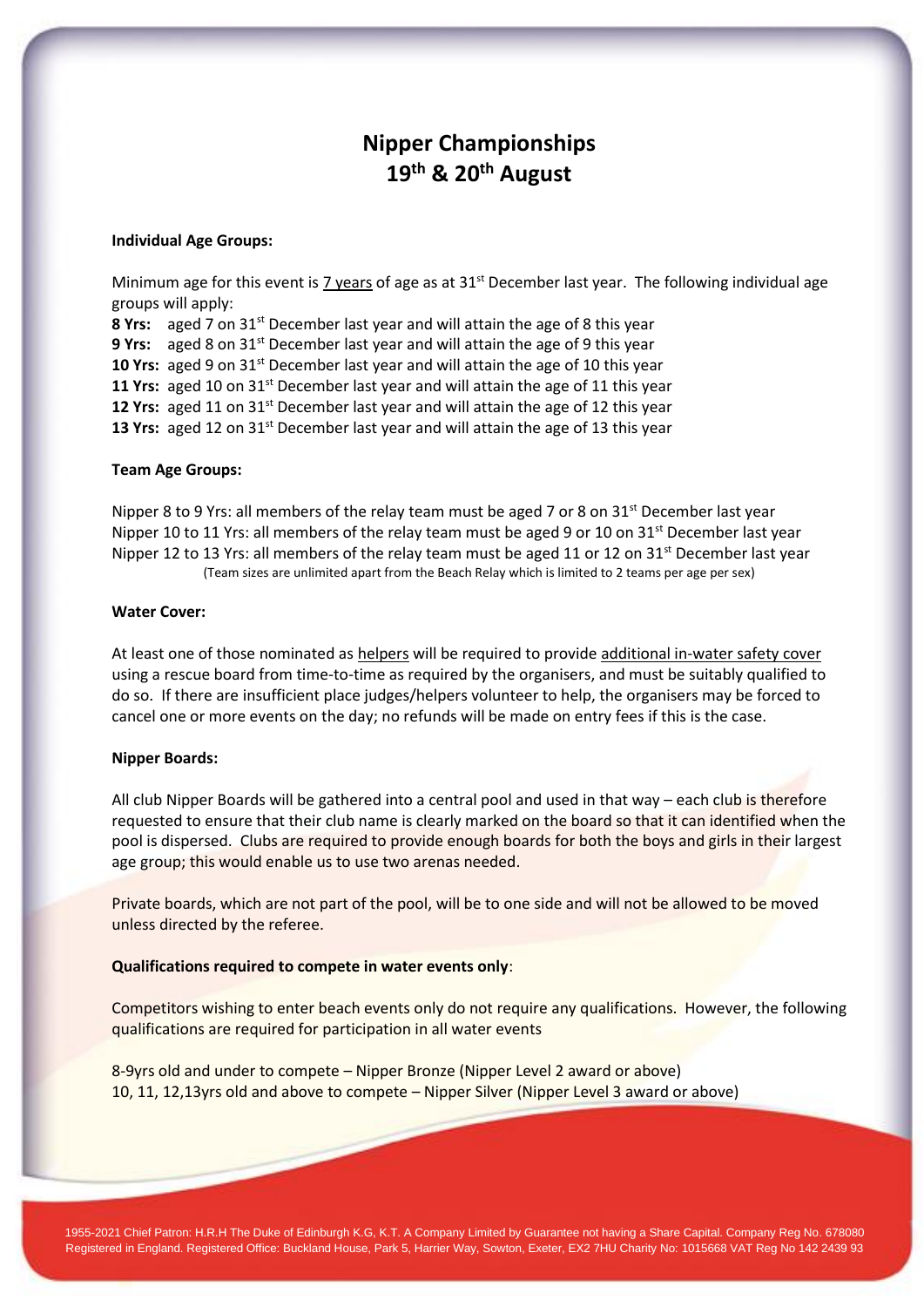# Nipper Championships
# 19th & 20th August

**Individual Age Groups:**

Minimum age for this event is 7 years of age as at 31st December last year. The following individual age groups will apply:

**8 Yrs:** aged 7 on 31st December last year and will attain the age of 8 this year
**9 Yrs:** aged 8 on 31st December last year and will attain the age of 9 this year
**10 Yrs:** aged 9 on 31st December last year and will attain the age of 10 this year
**11 Yrs:** aged 10 on 31st December last year and will attain the age of 11 this year
**12 Yrs:** aged 11 on 31st December last year and will attain the age of 12 this year
**13 Yrs:** aged 12 on 31st December last year and will attain the age of 13 this year

**Team Age Groups:**

Nipper 8 to 9 Yrs: all members of the relay team must be aged 7 or 8 on 31st December last year
Nipper 10 to 11 Yrs: all members of the relay team must be aged 9 or 10 on 31st December last year
Nipper 12 to 13 Yrs: all members of the relay team must be aged 11 or 12 on 31st December last year
(Team sizes are unlimited apart from the Beach Relay which is limited to 2 teams per age per sex)

**Water Cover:**

At least one of those nominated as helpers will be required to provide additional in-water safety cover using a rescue board from time-to-time as required by the organisers, and must be suitably qualified to do so. If there are insufficient place judges/helpers volunteer to help, the organisers may be forced to cancel one or more events on the day; no refunds will be made on entry fees if this is the case.

**Nipper Boards:**

All club Nipper Boards will be gathered into a central pool and used in that way – each club is therefore requested to ensure that their club name is clearly marked on the board so that it can identified when the pool is dispersed. Clubs are required to provide enough boards for both the boys and girls in their largest age group; this would enable us to use two arenas needed.

Private boards, which are not part of the pool, will be to one side and will not be allowed to be moved unless directed by the referee.

**Qualifications required to compete in water events only**:

Competitors wishing to enter beach events only do not require any qualifications. However, the following qualifications are required for participation in all water events

8-9yrs old and under to compete – Nipper Bronze (Nipper Level 2 award or above)
10, 11, 12,13yrs old and above to compete – Nipper Silver (Nipper Level 3 award or above)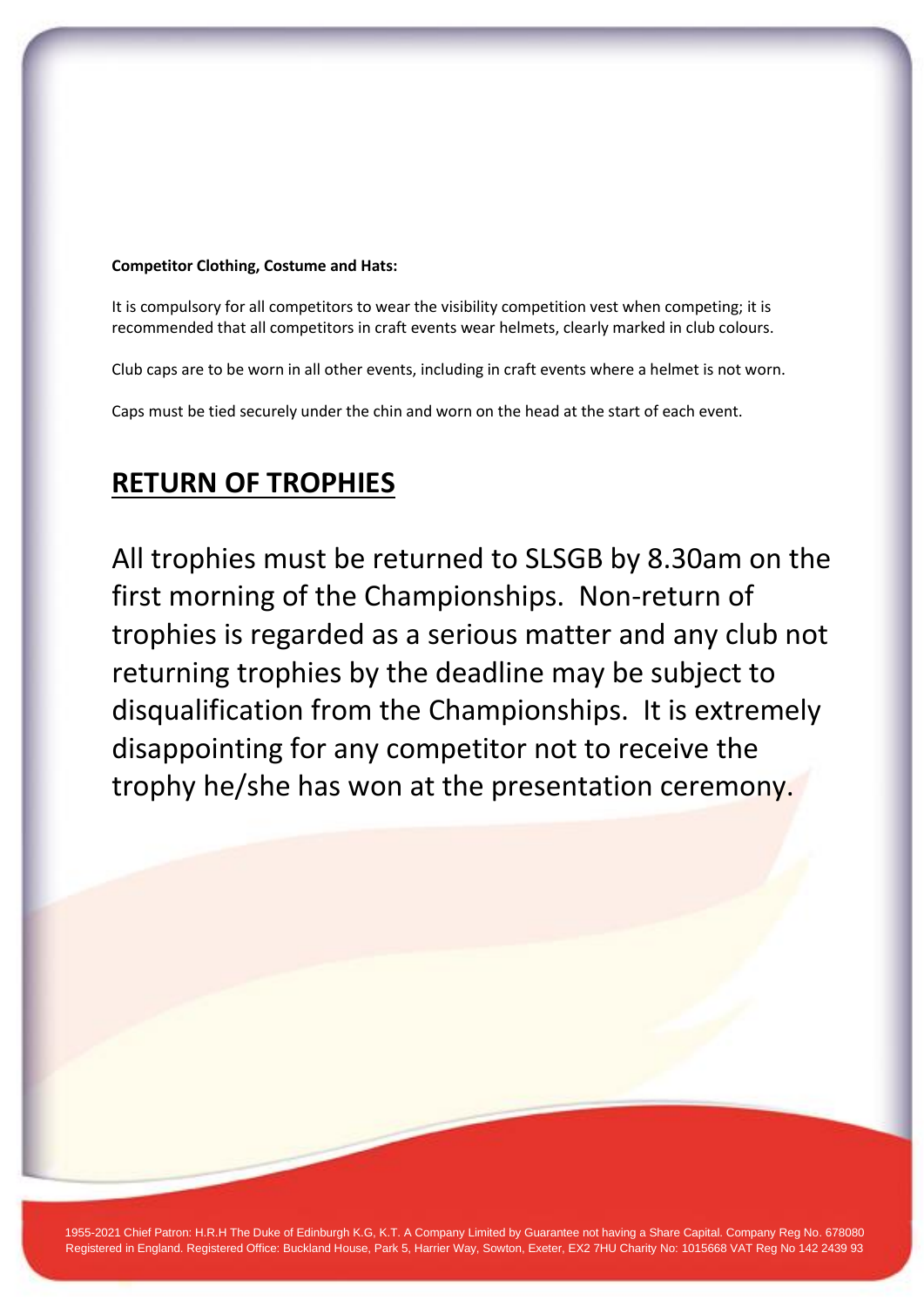**Competitor Clothing, Costume and Hats:**

It is compulsory for all competitors to wear the visibility competition vest when competing; it is recommended that all competitors in craft events wear helmets, clearly marked in club colours.

Club caps are to be worn in all other events, including in craft events where a helmet is not worn.

Caps must be tied securely under the chin and worn on the head at the start of each event.

## RETURN OF TROPHIES

All trophies must be returned to SLSGB by 8.30am on the first morning of the Championships. Non-return of trophies is regarded as a serious matter and any club not returning trophies by the deadline may be subject to disqualification from the Championships. It is extremely disappointing for any competitor not to receive the trophy he/she has won at the presentation ceremony.